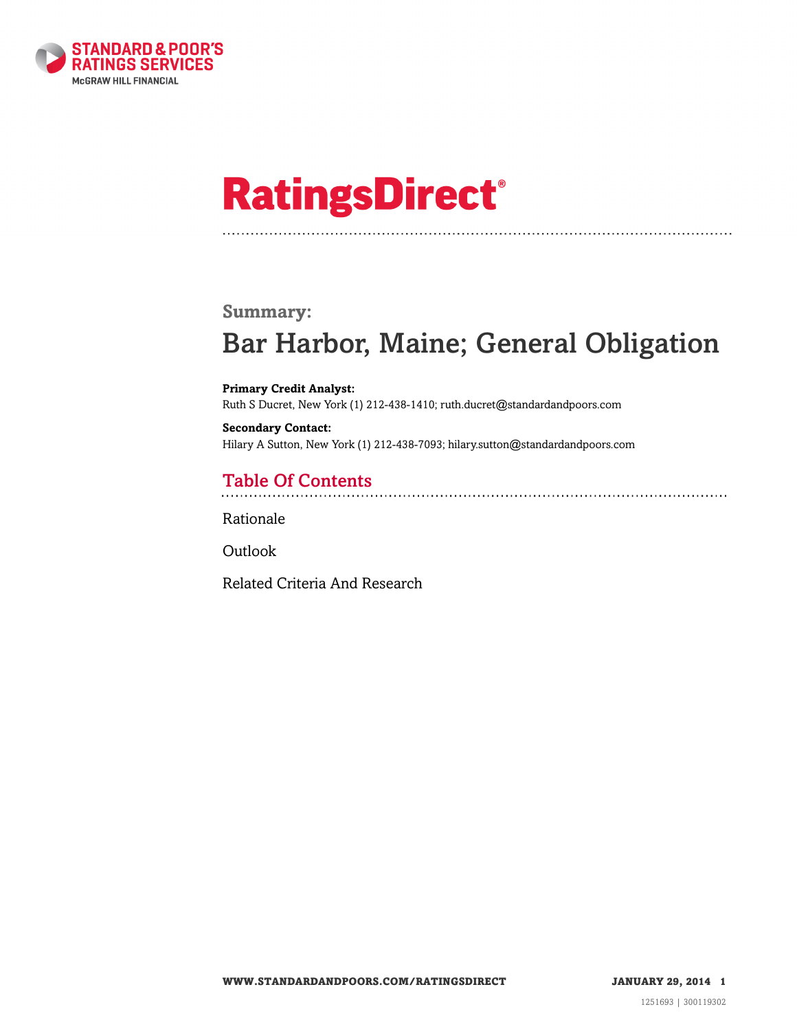STANDARD & POOR'S RATINGS SERVICES
McGRAW HILL FINANCIAL

# RatingsDirect®

**Summary:**

## Bar Harbor, Maine; General Obligation

**Primary Credit Analyst:**
Ruth S Ducret, New York (1) 212-438-1410; ruth.ducret@standardandpoors.com

**Secondary Contact:**
Hilary A Sutton, New York (1) 212-438-7093; hilary.sutton@standardandpoors.com

### Table Of Contents

Rationale

Outlook

Related Criteria And Research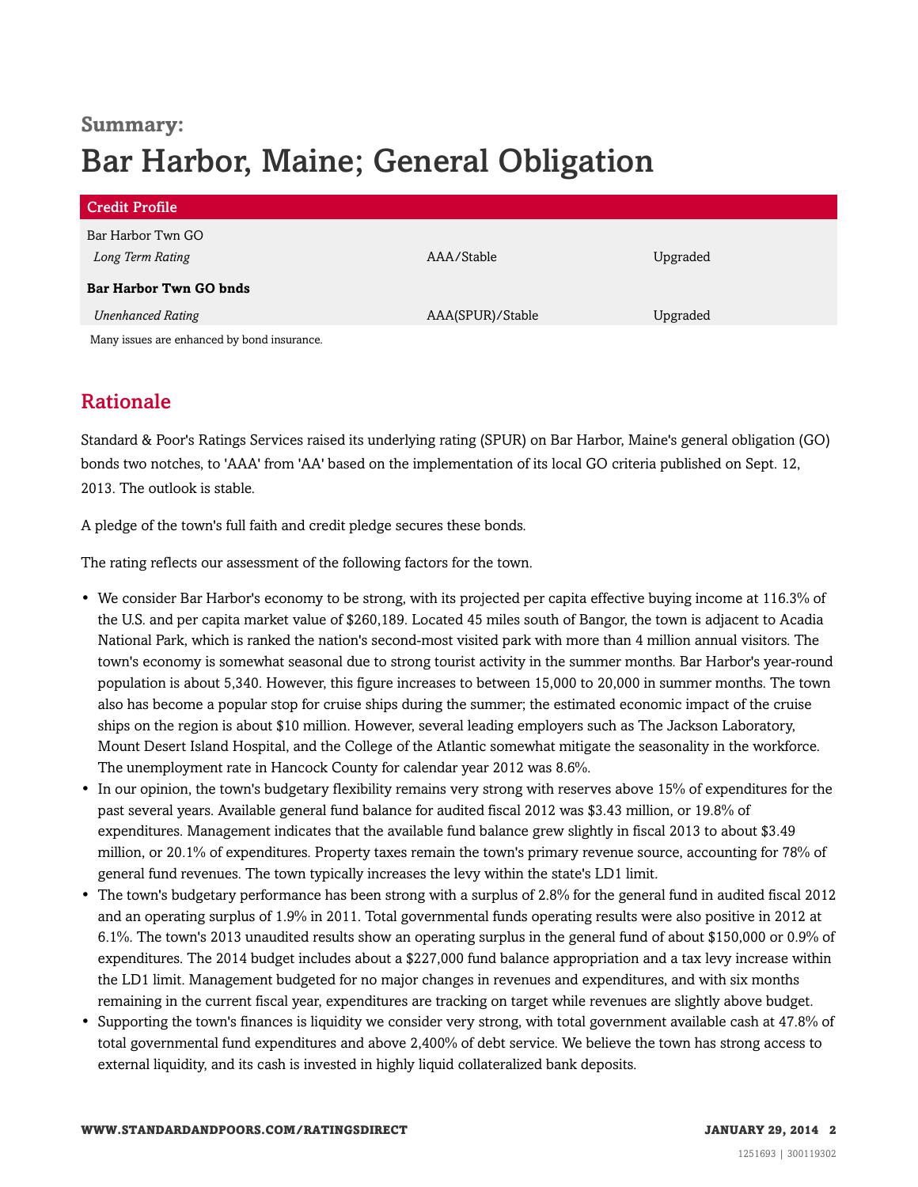**Summary:**

# Bar Harbor, Maine; General Obligation

| Credit Profile | | |
|---|---|---|
| Bar Harbor Twn GO | | |
| *Long Term Rating* | AAA/Stable | Upgraded |
| **Bar Harbor Twn GO bnds** | | |
| *Unenhanced Rating* | AAA(SPUR)/Stable | Upgraded |

Many issues are enhanced by bond insurance.

## Rationale

Standard & Poor's Ratings Services raised its underlying rating (SPUR) on Bar Harbor, Maine's general obligation (GO) bonds two notches, to 'AAA' from 'AA' based on the implementation of its local GO criteria published on Sept. 12, 2013. The outlook is stable.

A pledge of the town's full faith and credit pledge secures these bonds.

The rating reflects our assessment of the following factors for the town.

- We consider Bar Harbor's economy to be strong, with its projected per capita effective buying income at 116.3% of the U.S. and per capita market value of $260,189. Located 45 miles south of Bangor, the town is adjacent to Acadia National Park, which is ranked the nation's second-most visited park with more than 4 million annual visitors. The town's economy is somewhat seasonal due to strong tourist activity in the summer months. Bar Harbor's year-round population is about 5,340. However, this figure increases to between 15,000 to 20,000 in summer months. The town also has become a popular stop for cruise ships during the summer; the estimated economic impact of the cruise ships on the region is about $10 million. However, several leading employers such as The Jackson Laboratory, Mount Desert Island Hospital, and the College of the Atlantic somewhat mitigate the seasonality in the workforce. The unemployment rate in Hancock County for calendar year 2012 was 8.6%.
- In our opinion, the town's budgetary flexibility remains very strong with reserves above 15% of expenditures for the past several years. Available general fund balance for audited fiscal 2012 was $3.43 million, or 19.8% of expenditures. Management indicates that the available fund balance grew slightly in fiscal 2013 to about $3.49 million, or 20.1% of expenditures. Property taxes remain the town's primary revenue source, accounting for 78% of general fund revenues. The town typically increases the levy within the state's LD1 limit.
- The town's budgetary performance has been strong with a surplus of 2.8% for the general fund in audited fiscal 2012 and an operating surplus of 1.9% in 2011. Total governmental funds operating results were also positive in 2012 at 6.1%. The town's 2013 unaudited results show an operating surplus in the general fund of about $150,000 or 0.9% of expenditures. The 2014 budget includes about a $227,000 fund balance appropriation and a tax levy increase within the LD1 limit. Management budgeted for no major changes in revenues and expenditures, and with six months remaining in the current fiscal year, expenditures are tracking on target while revenues are slightly above budget.
- Supporting the town's finances is liquidity we consider very strong, with total government available cash at 47.8% of total governmental fund expenditures and above 2,400% of debt service. We believe the town has strong access to external liquidity, and its cash is invested in highly liquid collateralized bank deposits.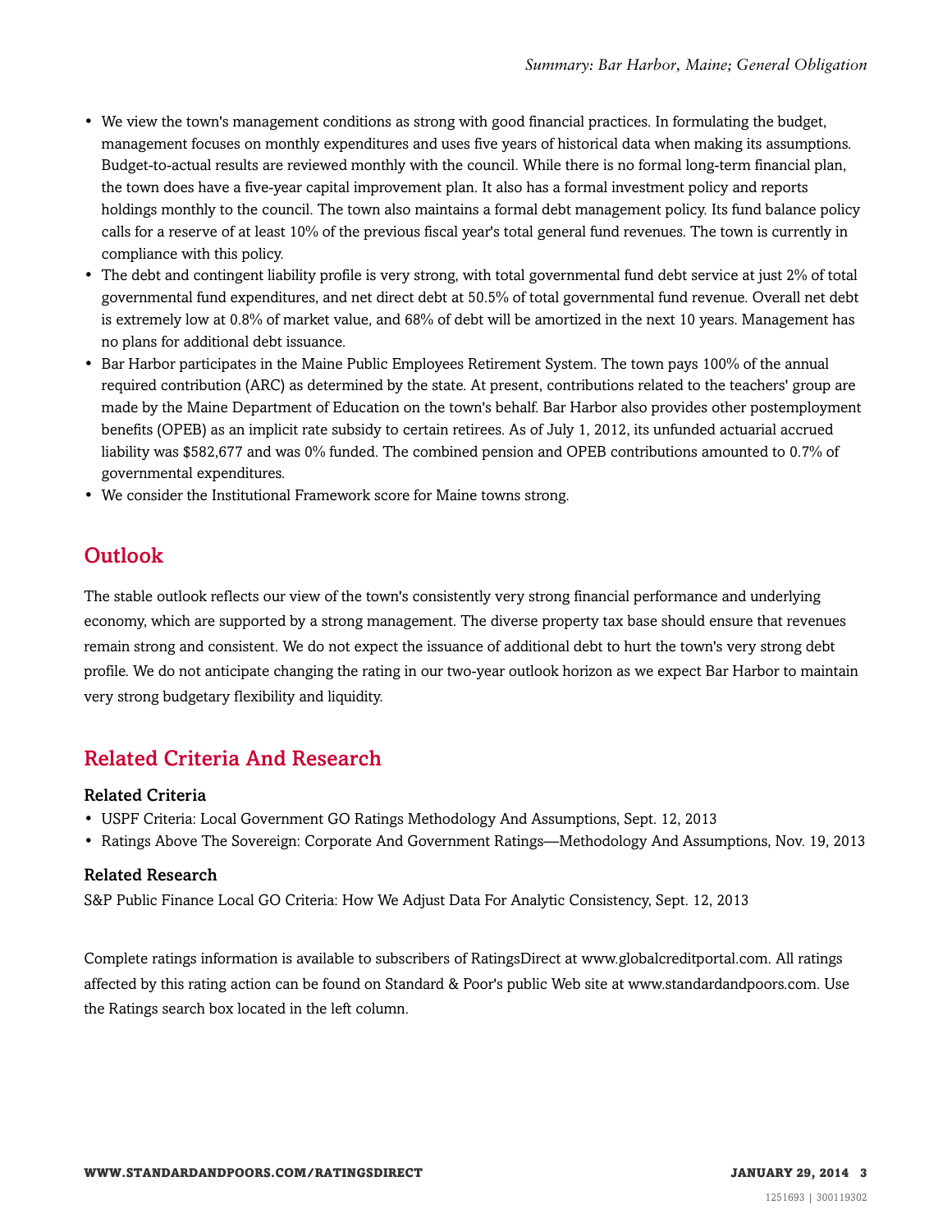- We view the town's management conditions as strong with good financial practices. In formulating the budget, management focuses on monthly expenditures and uses five years of historical data when making its assumptions. Budget-to-actual results are reviewed monthly with the council. While there is no formal long-term financial plan, the town does have a five-year capital improvement plan. It also has a formal investment policy and reports holdings monthly to the council. The town also maintains a formal debt management policy. Its fund balance policy calls for a reserve of at least 10% of the previous fiscal year's total general fund revenues. The town is currently in compliance with this policy.
- The debt and contingent liability profile is very strong, with total governmental fund debt service at just 2% of total governmental fund expenditures, and net direct debt at 50.5% of total governmental fund revenue. Overall net debt is extremely low at 0.8% of market value, and 68% of debt will be amortized in the next 10 years. Management has no plans for additional debt issuance.
- Bar Harbor participates in the Maine Public Employees Retirement System. The town pays 100% of the annual required contribution (ARC) as determined by the state. At present, contributions related to the teachers' group are made by the Maine Department of Education on the town's behalf. Bar Harbor also provides other postemployment benefits (OPEB) as an implicit rate subsidy to certain retirees. As of July 1, 2012, its unfunded actuarial accrued liability was $582,677 and was 0% funded. The combined pension and OPEB contributions amounted to 0.7% of governmental expenditures.
- We consider the Institutional Framework score for Maine towns strong.

## Outlook

The stable outlook reflects our view of the town's consistently very strong financial performance and underlying economy, which are supported by a strong management. The diverse property tax base should ensure that revenues remain strong and consistent. We do not expect the issuance of additional debt to hurt the town's very strong debt profile. We do not anticipate changing the rating in our two-year outlook horizon as we expect Bar Harbor to maintain very strong budgetary flexibility and liquidity.

## Related Criteria And Research

### Related Criteria

- USPF Criteria: Local Government GO Ratings Methodology And Assumptions, Sept. 12, 2013
- Ratings Above The Sovereign: Corporate And Government Ratings—Methodology And Assumptions, Nov. 19, 2013

### Related Research

S&P Public Finance Local GO Criteria: How We Adjust Data For Analytic Consistency, Sept. 12, 2013

Complete ratings information is available to subscribers of RatingsDirect at www.globalcreditportal.com. All ratings affected by this rating action can be found on Standard & Poor's public Web site at www.standardandpoors.com. Use the Ratings search box located in the left column.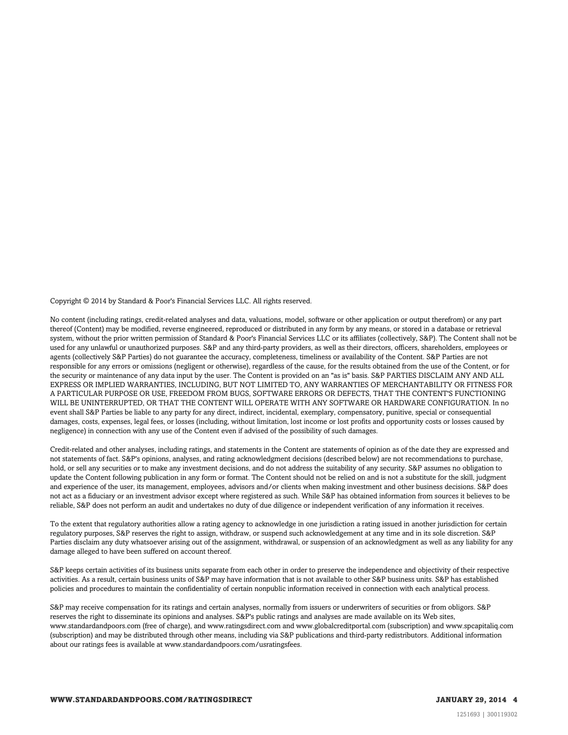Copyright © 2014 by Standard & Poor's Financial Services LLC. All rights reserved.

No content (including ratings, credit-related analyses and data, valuations, model, software or other application or output therefrom) or any part thereof (Content) may be modified, reverse engineered, reproduced or distributed in any form by any means, or stored in a database or retrieval system, without the prior written permission of Standard & Poor's Financial Services LLC or its affiliates (collectively, S&P). The Content shall not be used for any unlawful or unauthorized purposes. S&P and any third-party providers, as well as their directors, officers, shareholders, employees or agents (collectively S&P Parties) do not guarantee the accuracy, completeness, timeliness or availability of the Content. S&P Parties are not responsible for any errors or omissions (negligent or otherwise), regardless of the cause, for the results obtained from the use of the Content, or for the security or maintenance of any data input by the user. The Content is provided on an "as is" basis. S&P PARTIES DISCLAIM ANY AND ALL EXPRESS OR IMPLIED WARRANTIES, INCLUDING, BUT NOT LIMITED TO, ANY WARRANTIES OF MERCHANTABILITY OR FITNESS FOR A PARTICULAR PURPOSE OR USE, FREEDOM FROM BUGS, SOFTWARE ERRORS OR DEFECTS, THAT THE CONTENT'S FUNCTIONING WILL BE UNINTERRUPTED, OR THAT THE CONTENT WILL OPERATE WITH ANY SOFTWARE OR HARDWARE CONFIGURATION. In no event shall S&P Parties be liable to any party for any direct, indirect, incidental, exemplary, compensatory, punitive, special or consequential damages, costs, expenses, legal fees, or losses (including, without limitation, lost income or lost profits and opportunity costs or losses caused by negligence) in connection with any use of the Content even if advised of the possibility of such damages.

Credit-related and other analyses, including ratings, and statements in the Content are statements of opinion as of the date they are expressed and not statements of fact. S&P's opinions, analyses, and rating acknowledgment decisions (described below) are not recommendations to purchase, hold, or sell any securities or to make any investment decisions, and do not address the suitability of any security. S&P assumes no obligation to update the Content following publication in any form or format. The Content should not be relied on and is not a substitute for the skill, judgment and experience of the user, its management, employees, advisors and/or clients when making investment and other business decisions. S&P does not act as a fiduciary or an investment advisor except where registered as such. While S&P has obtained information from sources it believes to be reliable, S&P does not perform an audit and undertakes no duty of due diligence or independent verification of any information it receives.

To the extent that regulatory authorities allow a rating agency to acknowledge in one jurisdiction a rating issued in another jurisdiction for certain regulatory purposes, S&P reserves the right to assign, withdraw, or suspend such acknowledgement at any time and in its sole discretion. S&P Parties disclaim any duty whatsoever arising out of the assignment, withdrawal, or suspension of an acknowledgment as well as any liability for any damage alleged to have been suffered on account thereof.

S&P keeps certain activities of its business units separate from each other in order to preserve the independence and objectivity of their respective activities. As a result, certain business units of S&P may have information that is not available to other S&P business units. S&P has established policies and procedures to maintain the confidentiality of certain nonpublic information received in connection with each analytical process.

S&P may receive compensation for its ratings and certain analyses, normally from issuers or underwriters of securities or from obligors. S&P reserves the right to disseminate its opinions and analyses. S&P's public ratings and analyses are made available on its Web sites, www.standardandpoors.com (free of charge), and www.ratingsdirect.com and www.globalcreditportal.com (subscription) and www.spcapitaliq.com (subscription) and may be distributed through other means, including via S&P publications and third-party redistributors. Additional information about our ratings fees is available at www.standardandpoors.com/usratingsfees.

1251693 | 300119302